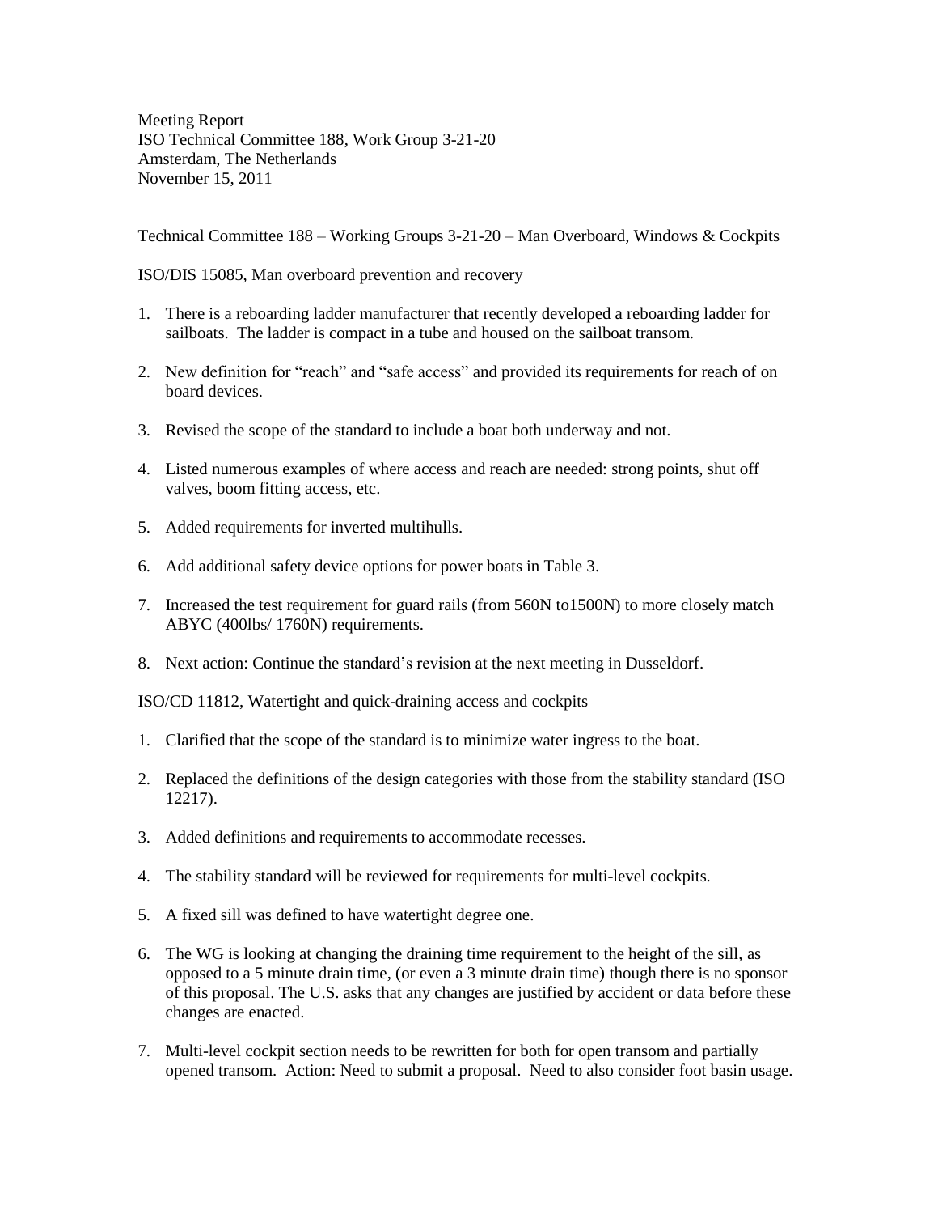Meeting Report
ISO Technical Committee 188, Work Group 3-21-20
Amsterdam, The Netherlands
November 15, 2011

Technical Committee 188 – Working Groups 3-21-20 – Man Overboard, Windows & Cockpits

ISO/DIS 15085, Man overboard prevention and recovery

1. There is a reboarding ladder manufacturer that recently developed a reboarding ladder for sailboats. The ladder is compact in a tube and housed on the sailboat transom.

2. New definition for "reach" and "safe access" and provided its requirements for reach of on board devices.

3. Revised the scope of the standard to include a boat both underway and not.

4. Listed numerous examples of where access and reach are needed: strong points, shut off valves, boom fitting access, etc.

5. Added requirements for inverted multihulls.

6. Add additional safety device options for power boats in Table 3.

7. Increased the test requirement for guard rails (from 560N to1500N) to more closely match ABYC (400lbs/ 1760N) requirements.

8. Next action: Continue the standard's revision at the next meeting in Dusseldorf.

ISO/CD 11812, Watertight and quick-draining access and cockpits

1. Clarified that the scope of the standard is to minimize water ingress to the boat.

2. Replaced the definitions of the design categories with those from the stability standard (ISO 12217).

3. Added definitions and requirements to accommodate recesses.

4. The stability standard will be reviewed for requirements for multi-level cockpits.

5. A fixed sill was defined to have watertight degree one.

6. The WG is looking at changing the draining time requirement to the height of the sill, as opposed to a 5 minute drain time, (or even a 3 minute drain time) though there is no sponsor of this proposal. The U.S. asks that any changes are justified by accident or data before these changes are enacted.

7. Multi-level cockpit section needs to be rewritten for both for open transom and partially opened transom. Action: Need to submit a proposal. Need to also consider foot basin usage.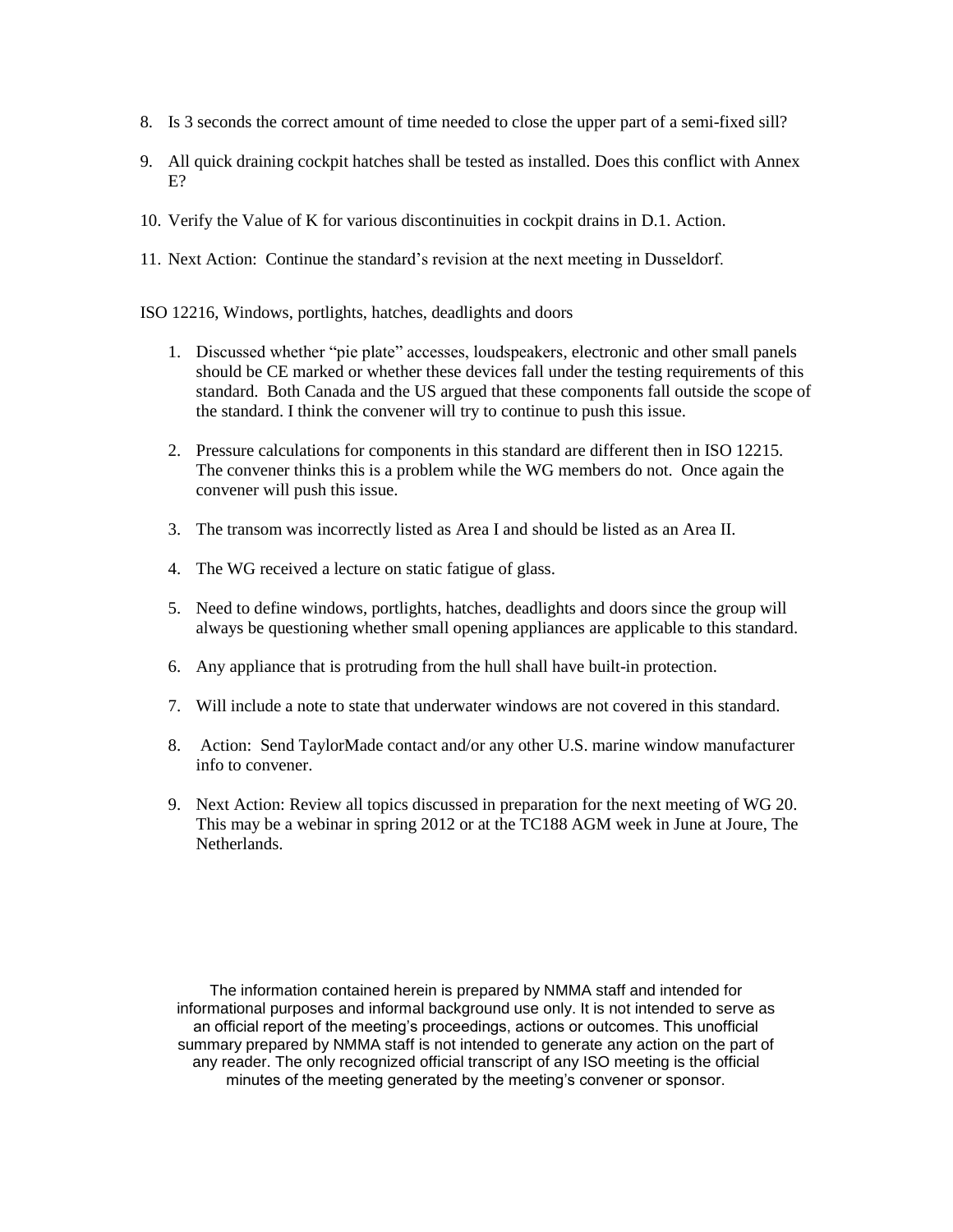8. Is 3 seconds the correct amount of time needed to close the upper part of a semi-fixed sill?

9. All quick draining cockpit hatches shall be tested as installed. Does this conflict with Annex E?

10. Verify the Value of K for various discontinuities in cockpit drains in D.1. Action.

11. Next Action: Continue the standard's revision at the next meeting in Dusseldorf.

ISO 12216, Windows, portlights, hatches, deadlights and doors

1. Discussed whether "pie plate" accesses, loudspeakers, electronic and other small panels should be CE marked or whether these devices fall under the testing requirements of this standard. Both Canada and the US argued that these components fall outside the scope of the standard. I think the convener will try to continue to push this issue.

2. Pressure calculations for components in this standard are different then in ISO 12215. The convener thinks this is a problem while the WG members do not. Once again the convener will push this issue.

3. The transom was incorrectly listed as Area I and should be listed as an Area II.

4. The WG received a lecture on static fatigue of glass.

5. Need to define windows, portlights, hatches, deadlights and doors since the group will always be questioning whether small opening appliances are applicable to this standard.

6. Any appliance that is protruding from the hull shall have built-in protection.

7. Will include a note to state that underwater windows are not covered in this standard.

8. Action: Send TaylorMade contact and/or any other U.S. marine window manufacturer info to convener.

9. Next Action: Review all topics discussed in preparation for the next meeting of WG 20. This may be a webinar in spring 2012 or at the TC188 AGM week in June at Joure, The Netherlands.

The information contained herein is prepared by NMMA staff and intended for informational purposes and informal background use only. It is not intended to serve as an official report of the meeting's proceedings, actions or outcomes. This unofficial summary prepared by NMMA staff is not intended to generate any action on the part of any reader. The only recognized official transcript of any ISO meeting is the official minutes of the meeting generated by the meeting's convener or sponsor.